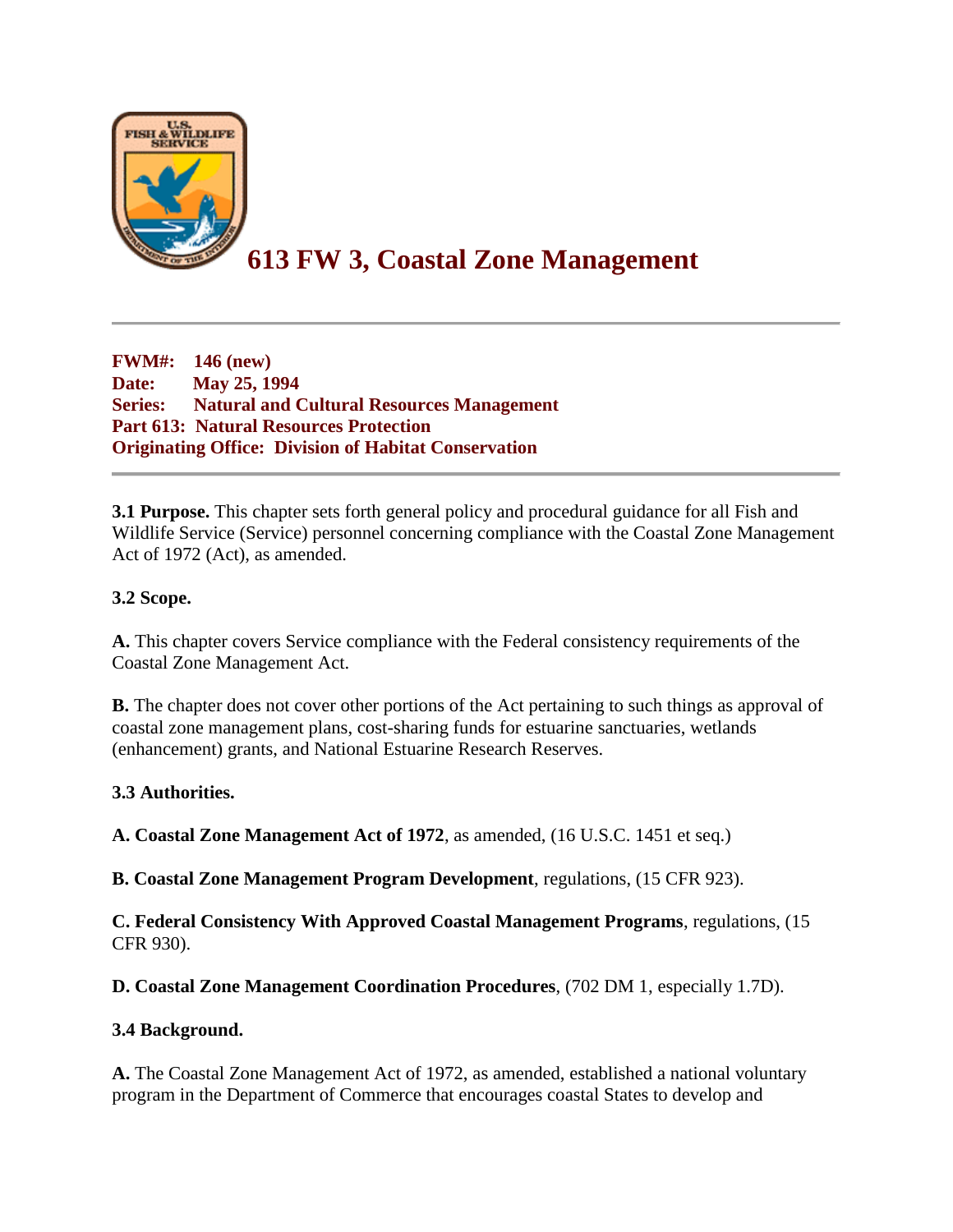# 613 FW 3, Coastal Zone Management

---

**FWM#: 146 (new)**
**Date: May 25, 1994**
**Series: Natural and Cultural Resources Management**
**Part 613: Natural Resources Protection**
**Originating Office: Division of Habitat Conservation**

---

**3.1 Purpose.** This chapter sets forth general policy and procedural guidance for all Fish and Wildlife Service (Service) personnel concerning compliance with the Coastal Zone Management Act of 1972 (Act), as amended.

**3.2 Scope.**

**A.** This chapter covers Service compliance with the Federal consistency requirements of the Coastal Zone Management Act.

**B.** The chapter does not cover other portions of the Act pertaining to such things as approval of coastal zone management plans, cost-sharing funds for estuarine sanctuaries, wetlands (enhancement) grants, and National Estuarine Research Reserves.

**3.3 Authorities.**

**A. Coastal Zone Management Act of 1972**, as amended, (16 U.S.C. 1451 et seq.)

**B. Coastal Zone Management Program Development**, regulations, (15 CFR 923).

**C. Federal Consistency With Approved Coastal Management Programs**, regulations, (15 CFR 930).

**D. Coastal Zone Management Coordination Procedures**, (702 DM 1, especially 1.7D).

**3.4 Background.**

**A.** The Coastal Zone Management Act of 1972, as amended, established a national voluntary program in the Department of Commerce that encourages coastal States to develop and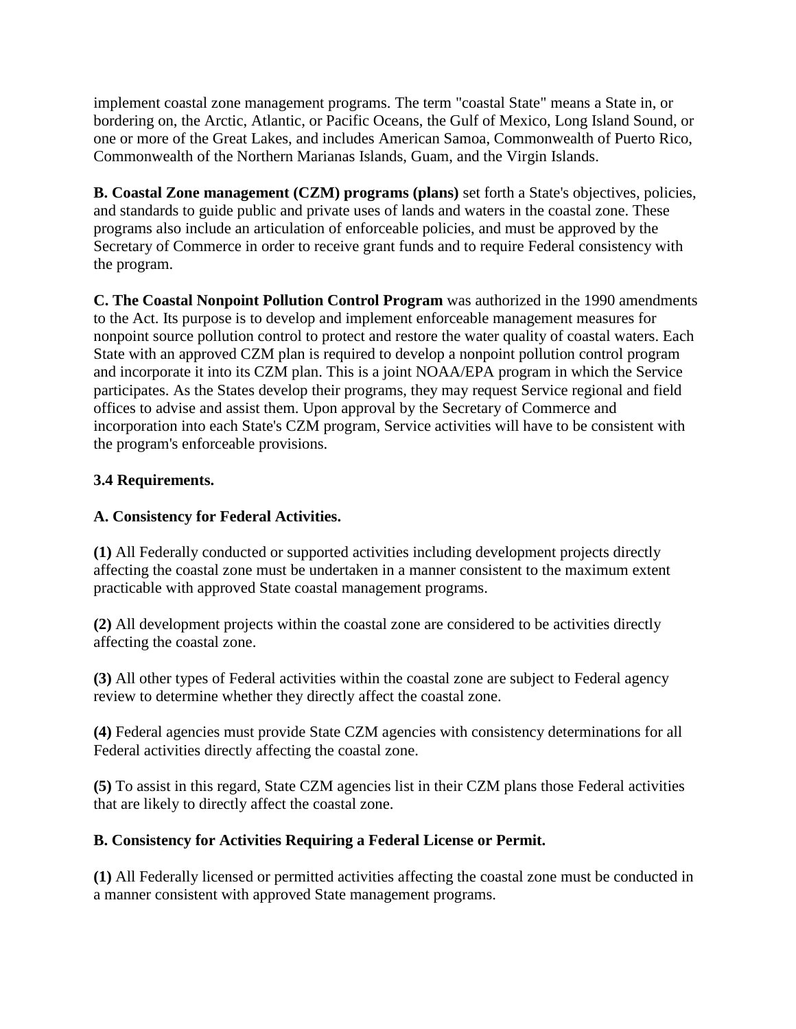implement coastal zone management programs. The term "coastal State" means a State in, or bordering on, the Arctic, Atlantic, or Pacific Oceans, the Gulf of Mexico, Long Island Sound, or one or more of the Great Lakes, and includes American Samoa, Commonwealth of Puerto Rico, Commonwealth of the Northern Marianas Islands, Guam, and the Virgin Islands.

**B. Coastal Zone management (CZM) programs (plans)** set forth a State's objectives, policies, and standards to guide public and private uses of lands and waters in the coastal zone. These programs also include an articulation of enforceable policies, and must be approved by the Secretary of Commerce in order to receive grant funds and to require Federal consistency with the program.

**C. The Coastal Nonpoint Pollution Control Program** was authorized in the 1990 amendments to the Act. Its purpose is to develop and implement enforceable management measures for nonpoint source pollution control to protect and restore the water quality of coastal waters. Each State with an approved CZM plan is required to develop a nonpoint pollution control program and incorporate it into its CZM plan. This is a joint NOAA/EPA program in which the Service participates. As the States develop their programs, they may request Service regional and field offices to advise and assist them. Upon approval by the Secretary of Commerce and incorporation into each State's CZM program, Service activities will have to be consistent with the program's enforceable provisions.

**3.4 Requirements.**

**A. Consistency for Federal Activities.**

**(1)** All Federally conducted or supported activities including development projects directly affecting the coastal zone must be undertaken in a manner consistent to the maximum extent practicable with approved State coastal management programs.

**(2)** All development projects within the coastal zone are considered to be activities directly affecting the coastal zone.

**(3)** All other types of Federal activities within the coastal zone are subject to Federal agency review to determine whether they directly affect the coastal zone.

**(4)** Federal agencies must provide State CZM agencies with consistency determinations for all Federal activities directly affecting the coastal zone.

**(5)** To assist in this regard, State CZM agencies list in their CZM plans those Federal activities that are likely to directly affect the coastal zone.

**B. Consistency for Activities Requiring a Federal License or Permit.**

**(1)** All Federally licensed or permitted activities affecting the coastal zone must be conducted in a manner consistent with approved State management programs.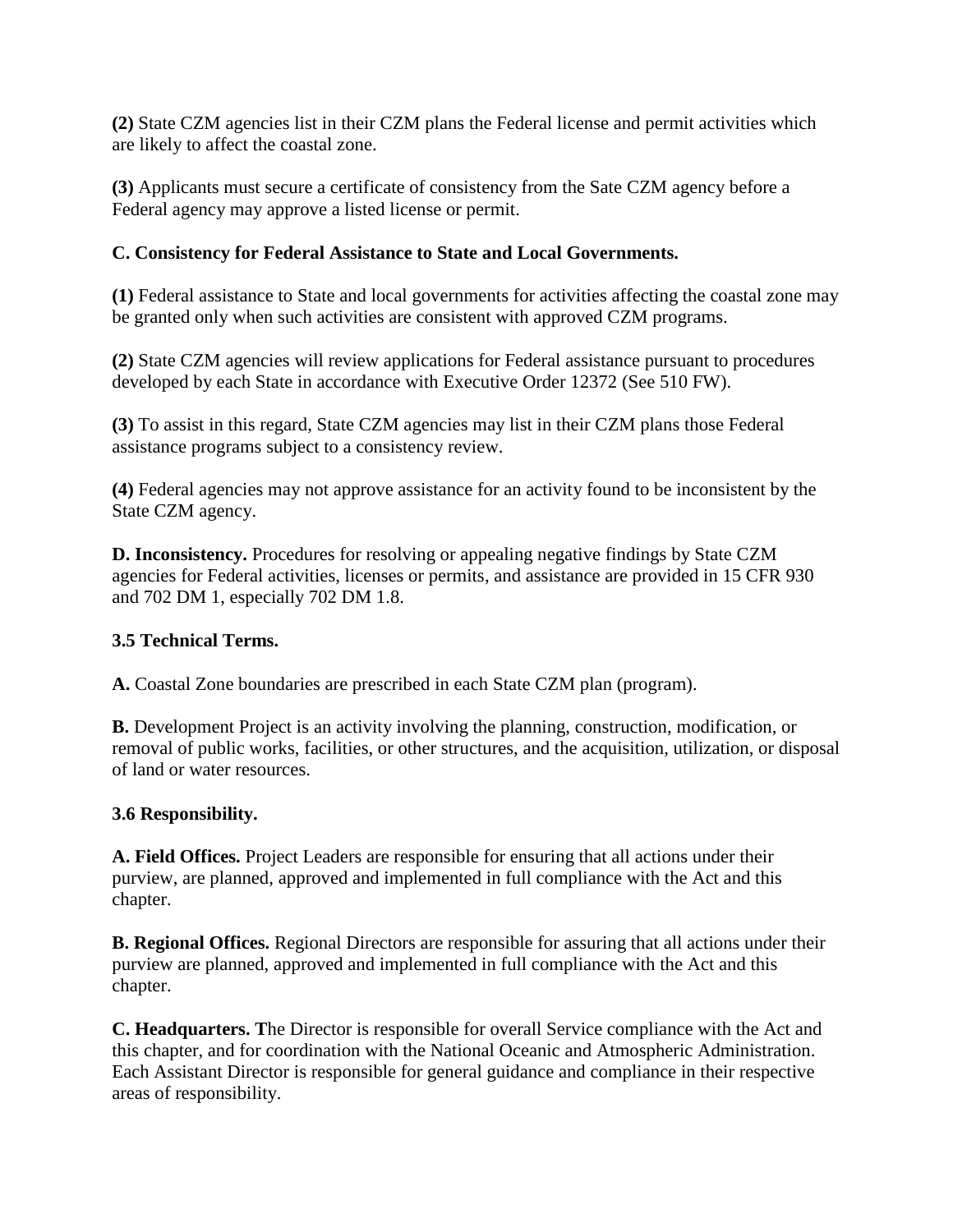**(2)** State CZM agencies list in their CZM plans the Federal license and permit activities which are likely to affect the coastal zone.

**(3)** Applicants must secure a certificate of consistency from the Sate CZM agency before a Federal agency may approve a listed license or permit.

**C. Consistency for Federal Assistance to State and Local Governments.**

**(1)** Federal assistance to State and local governments for activities affecting the coastal zone may be granted only when such activities are consistent with approved CZM programs.

**(2)** State CZM agencies will review applications for Federal assistance pursuant to procedures developed by each State in accordance with Executive Order 12372 (See 510 FW).

**(3)** To assist in this regard, State CZM agencies may list in their CZM plans those Federal assistance programs subject to a consistency review.

**(4)** Federal agencies may not approve assistance for an activity found to be inconsistent by the State CZM agency.

**D. Inconsistency.** Procedures for resolving or appealing negative findings by State CZM agencies for Federal activities, licenses or permits, and assistance are provided in 15 CFR 930 and 702 DM 1, especially 702 DM 1.8.

**3.5 Technical Terms.**

**A.** Coastal Zone boundaries are prescribed in each State CZM plan (program).

**B.** Development Project is an activity involving the planning, construction, modification, or removal of public works, facilities, or other structures, and the acquisition, utilization, or disposal of land or water resources.

**3.6 Responsibility.**

**A. Field Offices.** Project Leaders are responsible for ensuring that all actions under their purview, are planned, approved and implemented in full compliance with the Act and this chapter.

**B. Regional Offices.** Regional Directors are responsible for assuring that all actions under their purview are planned, approved and implemented in full compliance with the Act and this chapter.

**C. Headquarters. T**he Director is responsible for overall Service compliance with the Act and this chapter, and for coordination with the National Oceanic and Atmospheric Administration. Each Assistant Director is responsible for general guidance and compliance in their respective areas of responsibility.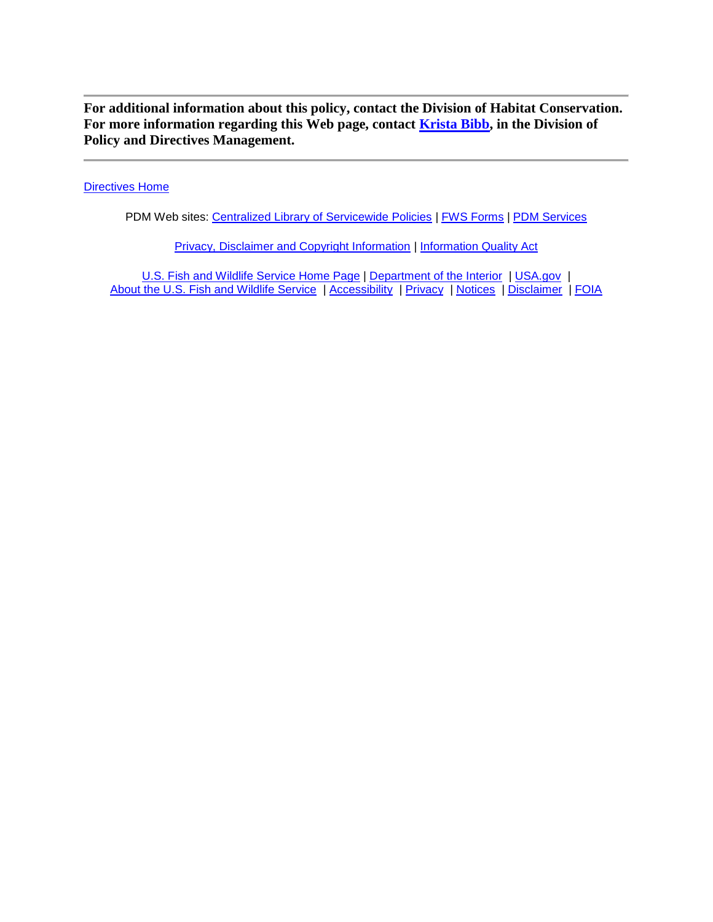---

**For additional information about this policy, contact the Division of Habitat Conservation. For more information regarding this Web page, contact Krista Bibb, in the Division of Policy and Directives Management.**

---

Directives Home

PDM Web sites: Centralized Library of Servicewide Policies | FWS Forms | PDM Services

Privacy, Disclaimer and Copyright Information | Information Quality Act

U.S. Fish and Wildlife Service Home Page | Department of the Interior | USA.gov | About the U.S. Fish and Wildlife Service | Accessibility | Privacy | Notices | Disclaimer | FOIA